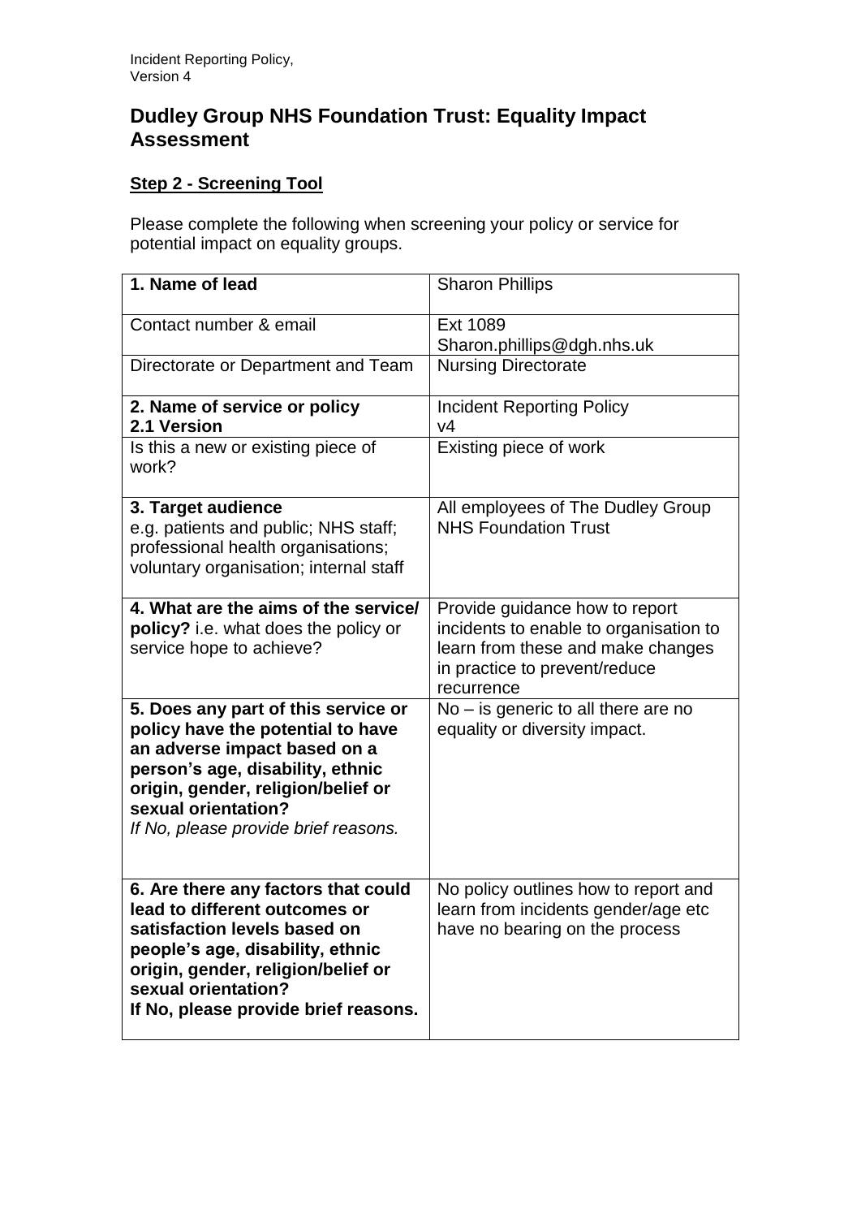# Dudley Group NHS Foundation Trust: Equality Impact Assessment

## **Step 2 - Screening Tool**

Please complete the following when screening your policy or service for potential impact on equality groups.

| | |
|---|---|
| **1. Name of lead** | Sharon Phillips |
| Contact number & email | Ext 1089<br>Sharon.phillips@dgh.nhs.uk |
| Directorate or Department and Team | Nursing Directorate |
| **2. Name of service or policy**<br>**2.1 Version** | Incident Reporting Policy<br>v4 |
| Is this a new or existing piece of work? | Existing piece of work |
| **3. Target audience**<br>e.g. patients and public; NHS staff; professional health organisations; voluntary organisation; internal staff | All employees of The Dudley Group NHS Foundation Trust |
| **4. What are the aims of the service/ policy?** i.e. what does the policy or service hope to achieve? | Provide guidance how to report incidents to enable to organisation to learn from these and make changes in practice to prevent/reduce recurrence |
| **5. Does any part of this service or policy have the potential to have an adverse impact based on a person's age, disability, ethnic origin, gender, religion/belief or sexual orientation?**<br>*If No, please provide brief reasons.* | No – is generic to all there are no equality or diversity impact. |
| **6. Are there any factors that could lead to different outcomes or satisfaction levels based on people's age, disability, ethnic origin, gender, religion/belief or sexual orientation?**<br>**If No, please provide brief reasons.** | No policy outlines how to report and learn from incidents gender/age etc have no bearing on the process |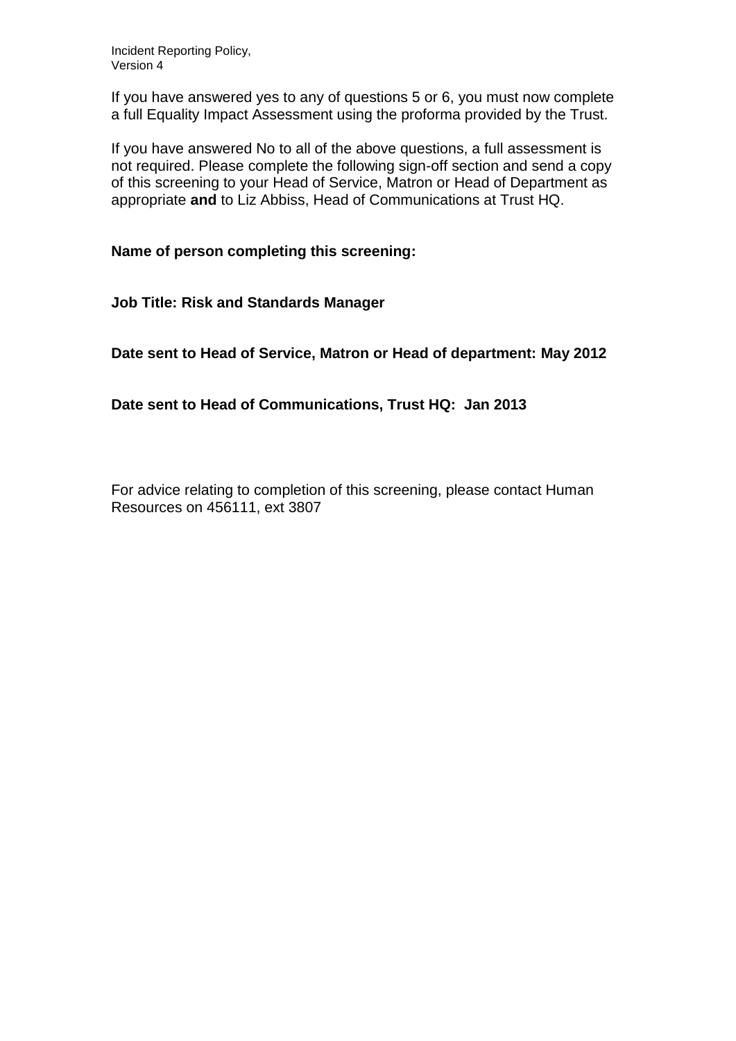If you have answered yes to any of questions 5 or 6, you must now complete a full Equality Impact Assessment using the proforma provided by the Trust.

If you have answered No to all of the above questions, a full assessment is not required. Please complete the following sign-off section and send a copy of this screening to your Head of Service, Matron or Head of Department as appropriate **and** to Liz Abbiss, Head of Communications at Trust HQ.

**Name of person completing this screening:**

**Job Title: Risk and Standards Manager**

**Date sent to Head of Service, Matron or Head of department: May 2012**

**Date sent to Head of Communications, Trust HQ: Jan 2013**

For advice relating to completion of this screening, please contact Human Resources on 456111, ext 3807